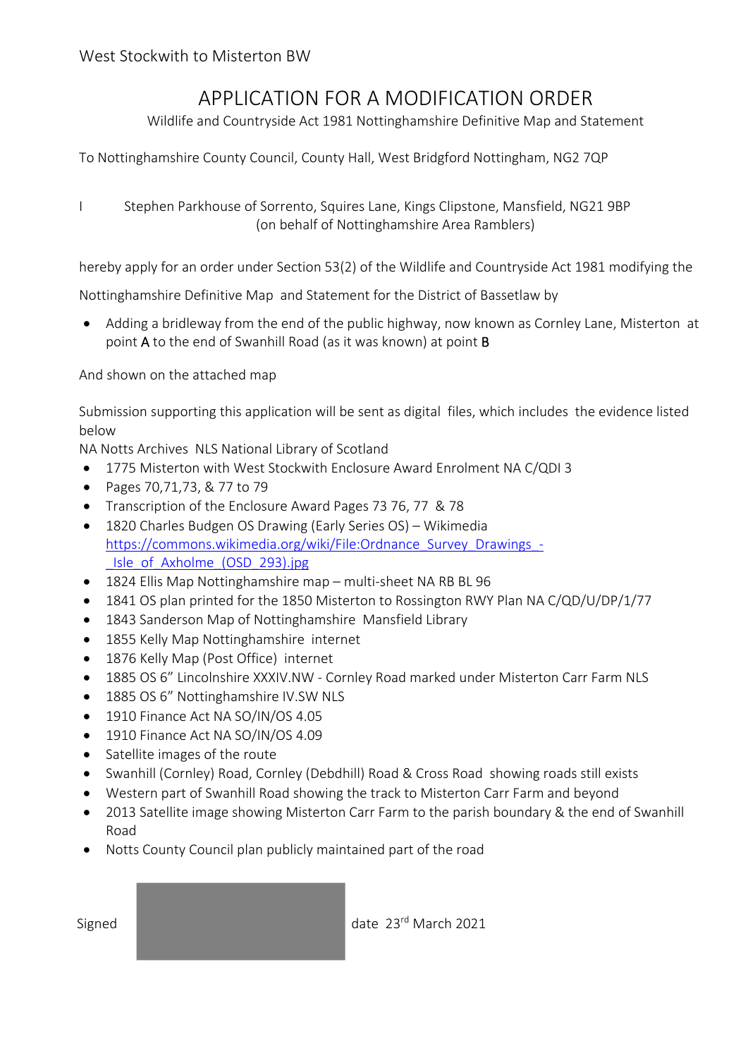West Stockwith to Misterton BW

# APPLICATION FOR A MODIFICATION ORDER

Wildlife and Countryside Act 1981 Nottinghamshire Definitive Map and Statement

To Nottinghamshire County Council, County Hall, West Bridgford Nottingham, NG2 7QP

I Stephen Parkhouse of Sorrento, Squires Lane, Kings Clipstone, Mansfield, NG21 9BP (on behalf of Nottinghamshire Area Ramblers)

hereby apply for an order under Section 53(2) of the Wildlife and Countryside Act 1981 modifying the

Nottinghamshire Definitive Map and Statement for the District of Bassetlaw by

- Adding a bridleway from the end of the public highway, now known as Cornley Lane, Misterton at point **A** to the end of Swanhill Road (as it was known) at point **B**

And shown on the attached map

Submission supporting this application will be sent as digital files, which includes the evidence listed below

NA Notts Archives NLS National Library of Scotland

- 1775 Misterton with West Stockwith Enclosure Award Enrolment NA C/QDI 3
- Pages 70,71,73, & 77 to 79
- Transcription of the Enclosure Award Pages 73 76, 77 & 78
- 1820 Charles Budgen OS Drawing (Early Series OS) – Wikimedia https://commons.wikimedia.org/wiki/File:Ordnance_Survey_Drawings_-_Isle_of_Axholme_(OSD_293).jpg
- 1824 Ellis Map Nottinghamshire map – multi-sheet NA RB BL 96
- 1841 OS plan printed for the 1850 Misterton to Rossington RWY Plan NA C/QD/U/DP/1/77
- 1843 Sanderson Map of Nottinghamshire Mansfield Library
- 1855 Kelly Map Nottinghamshire internet
- 1876 Kelly Map (Post Office) internet
- 1885 OS 6" Lincolnshire XXXIV.NW - Cornley Road marked under Misterton Carr Farm NLS
- 1885 OS 6" Nottinghamshire IV.SW NLS
- 1910 Finance Act NA SO/IN/OS 4.05
- 1910 Finance Act NA SO/IN/OS 4.09
- Satellite images of the route
- Swanhill (Cornley) Road, Cornley (Debdhill) Road & Cross Road showing roads still exists
- Western part of Swanhill Road showing the track to Misterton Carr Farm and beyond
- 2013 Satellite image showing Misterton Carr Farm to the parish boundary & the end of Swanhill Road
- Notts County Council plan publicly maintained part of the road

Signed date 23rd March 2021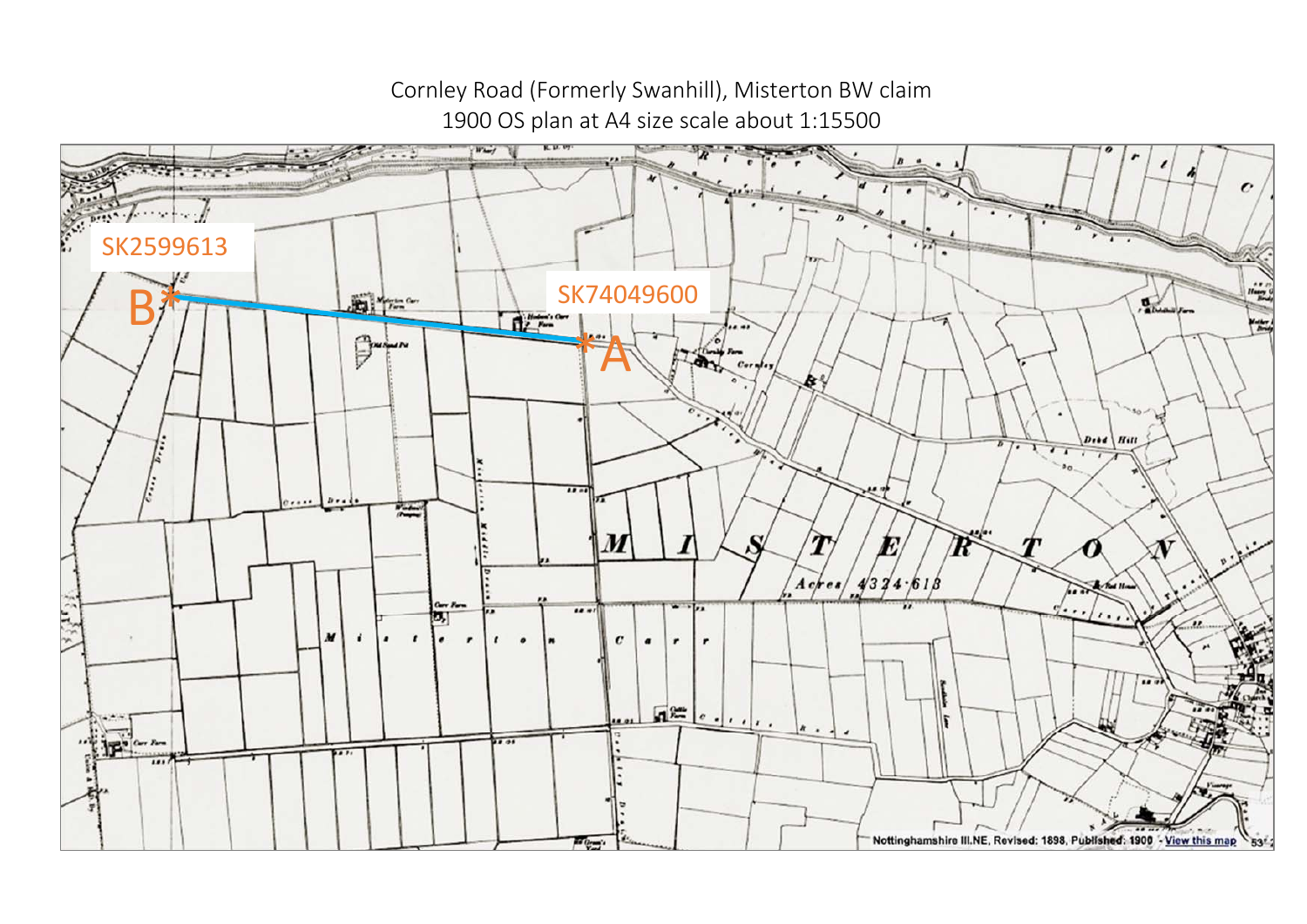Cornley Road (Formerly Swanhill), Misterton BW claim

1900 OS plan at A4 size scale about 1:15500

SK2599613

B

SK74049600

A

Nottinghamshire III.NE, Revised: 1898, Published: 1900 - View this map